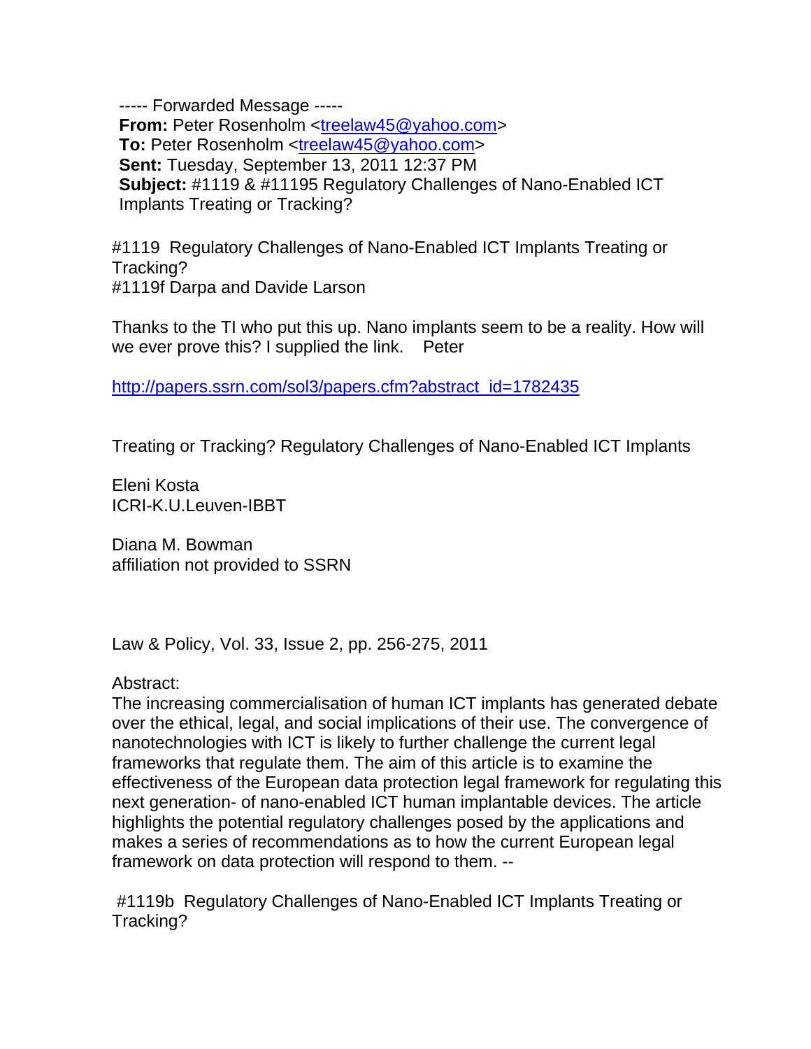----- Forwarded Message -----
**From:** Peter Rosenholm <treelaw45@yahoo.com>
**To:** Peter Rosenholm <treelaw45@yahoo.com>
**Sent:** Tuesday, September 13, 2011 12:37 PM
**Subject:** #1119 & #11195 Regulatory Challenges of Nano-Enabled ICT Implants Treating or Tracking?

#1119 Regulatory Challenges of Nano-Enabled ICT Implants Treating or Tracking?
#1119f Darpa and Davide Larson

Thanks to the TI who put this up. Nano implants seem to be a reality. How will we ever prove this? I supplied the link. Peter

http://papers.ssrn.com/sol3/papers.cfm?abstract_id=1782435

Treating or Tracking? Regulatory Challenges of Nano-Enabled ICT Implants

Eleni Kosta
ICRI-K.U.Leuven-IBBT

Diana M. Bowman
affiliation not provided to SSRN

Law & Policy, Vol. 33, Issue 2, pp. 256-275, 2011

Abstract:
The increasing commercialisation of human ICT implants has generated debate over the ethical, legal, and social implications of their use. The convergence of nanotechnologies with ICT is likely to further challenge the current legal frameworks that regulate them. The aim of this article is to examine the effectiveness of the European data protection legal framework for regulating this next generation- of nano-enabled ICT human implantable devices. The article highlights the potential regulatory challenges posed by the applications and makes a series of recommendations as to how the current European legal framework on data protection will respond to them. --

#1119b Regulatory Challenges of Nano-Enabled ICT Implants Treating or Tracking?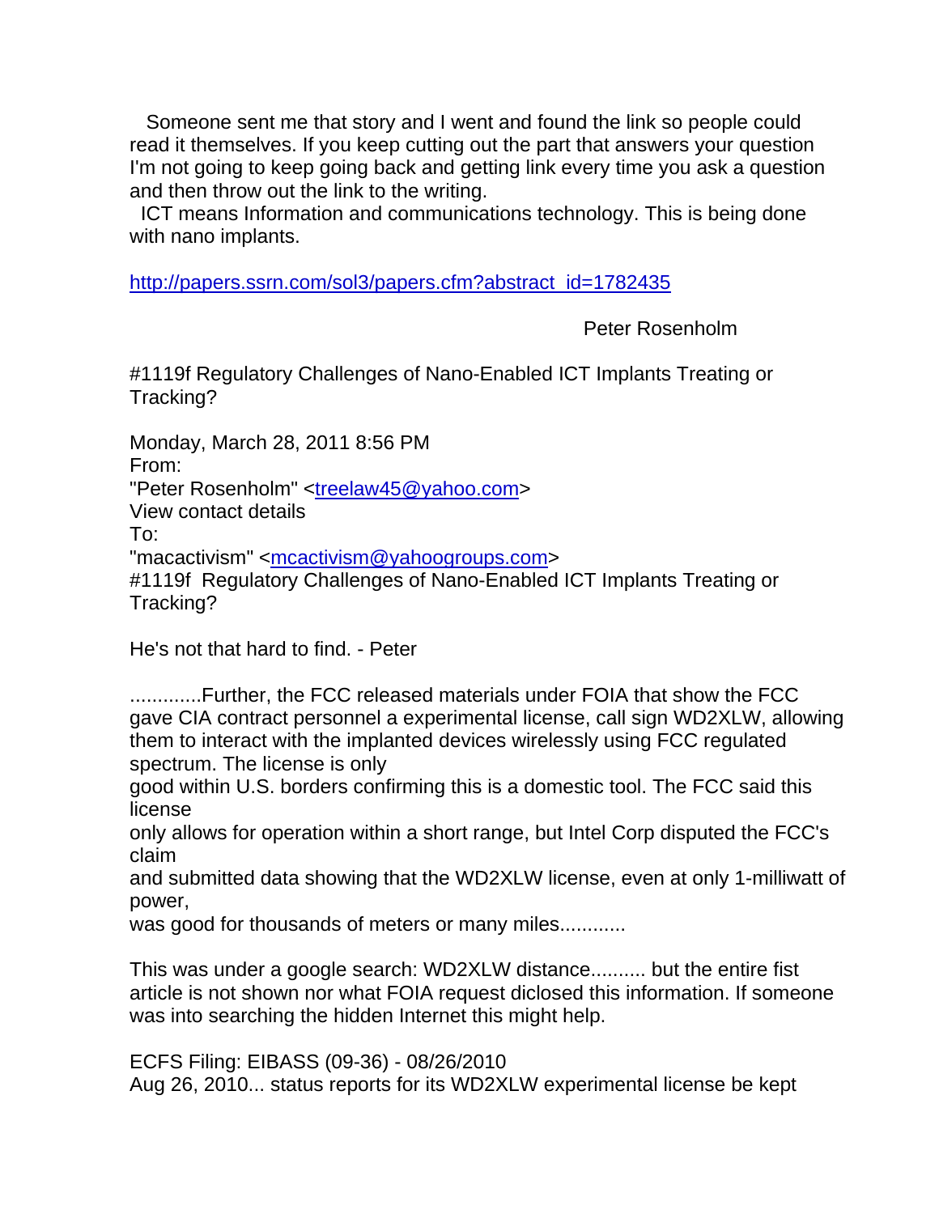Someone sent me that story and I went and found the link so people could read it themselves. If you keep cutting out the part that answers your question I'm not going to keep going back and getting link every time you ask a question and then throw out the link to the writing.

ICT means Information and communications technology. This is being done with nano implants.

http://papers.ssrn.com/sol3/papers.cfm?abstract_id=1782435

Peter Rosenholm

#1119f Regulatory Challenges of Nano-Enabled ICT Implants Treating or Tracking?

Monday, March 28, 2011 8:56 PM
From:
"Peter Rosenholm" <treelaw45@yahoo.com>
View contact details
To:
"macactivism" <mcactivism@yahoogroups.com>
#1119f Regulatory Challenges of Nano-Enabled ICT Implants Treating or Tracking?

He's not that hard to find. - Peter

.............Further, the FCC released materials under FOIA that show the FCC gave CIA contract personnel a experimental license, call sign WD2XLW, allowing them to interact with the implanted devices wirelessly using FCC regulated spectrum. The license is only
good within U.S. borders confirming this is a domestic tool. The FCC said this license
only allows for operation within a short range, but Intel Corp disputed the FCC's claim
and submitted data showing that the WD2XLW license, even at only 1-milliwatt of power,
was good for thousands of meters or many miles............

This was under a google search: WD2XLW distance.......... but the entire fist article is not shown nor what FOIA request diclosed this information. If someone was into searching the hidden Internet this might help.

ECFS Filing: EIBASS (09-36) - 08/26/2010
Aug 26, 2010... status reports for its WD2XLW experimental license be kept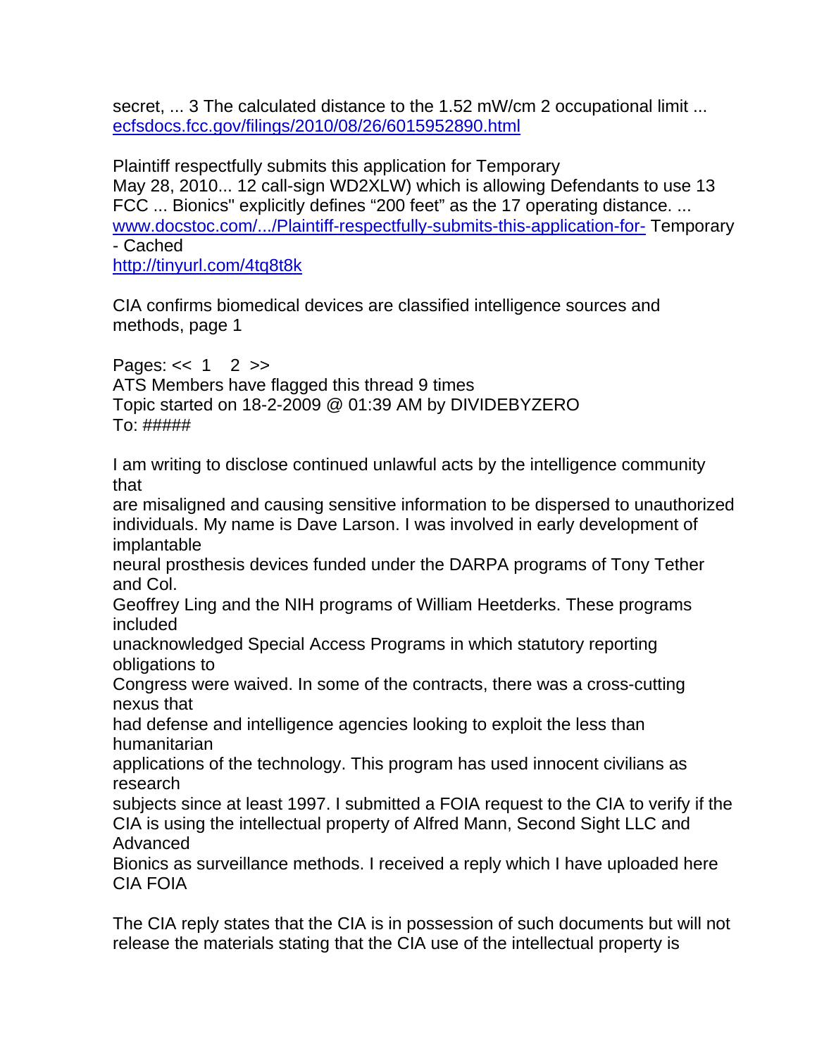secret, ... 3 The calculated distance to the 1.52 mW/cm 2 occupational limit ...
ecfsdocs.fcc.gov/filings/2010/08/26/6015952890.html

Plaintiff respectfully submits this application for Temporary
May 28, 2010... 12 call-sign WD2XLW) which is allowing Defendants to use 13 FCC ... Bionics" explicitly defines "200 feet" as the 17 operating distance. ...
www.docstoc.com/.../Plaintiff-respectfully-submits-this-application-for- Temporary - Cached
http://tinyurl.com/4tq8t8k

CIA confirms biomedical devices are classified intelligence sources and methods, page 1

Pages: << 1 2 >>
ATS Members have flagged this thread 9 times
Topic started on 18-2-2009 @ 01:39 AM by DIVIDEBYZERO
To: #####

I am writing to disclose continued unlawful acts by the intelligence community that
are misaligned and causing sensitive information to be dispersed to unauthorized individuals. My name is Dave Larson. I was involved in early development of implantable
neural prosthesis devices funded under the DARPA programs of Tony Tether and Col.
Geoffrey Ling and the NIH programs of William Heetderks. These programs included
unacknowledged Special Access Programs in which statutory reporting obligations to
Congress were waived. In some of the contracts, there was a cross-cutting nexus that
had defense and intelligence agencies looking to exploit the less than humanitarian
applications of the technology. This program has used innocent civilians as research
subjects since at least 1997. I submitted a FOIA request to the CIA to verify if the CIA is using the intellectual property of Alfred Mann, Second Sight LLC and Advanced
Bionics as surveillance methods. I received a reply which I have uploaded here CIA FOIA

The CIA reply states that the CIA is in possession of such documents but will not release the materials stating that the CIA use of the intellectual property is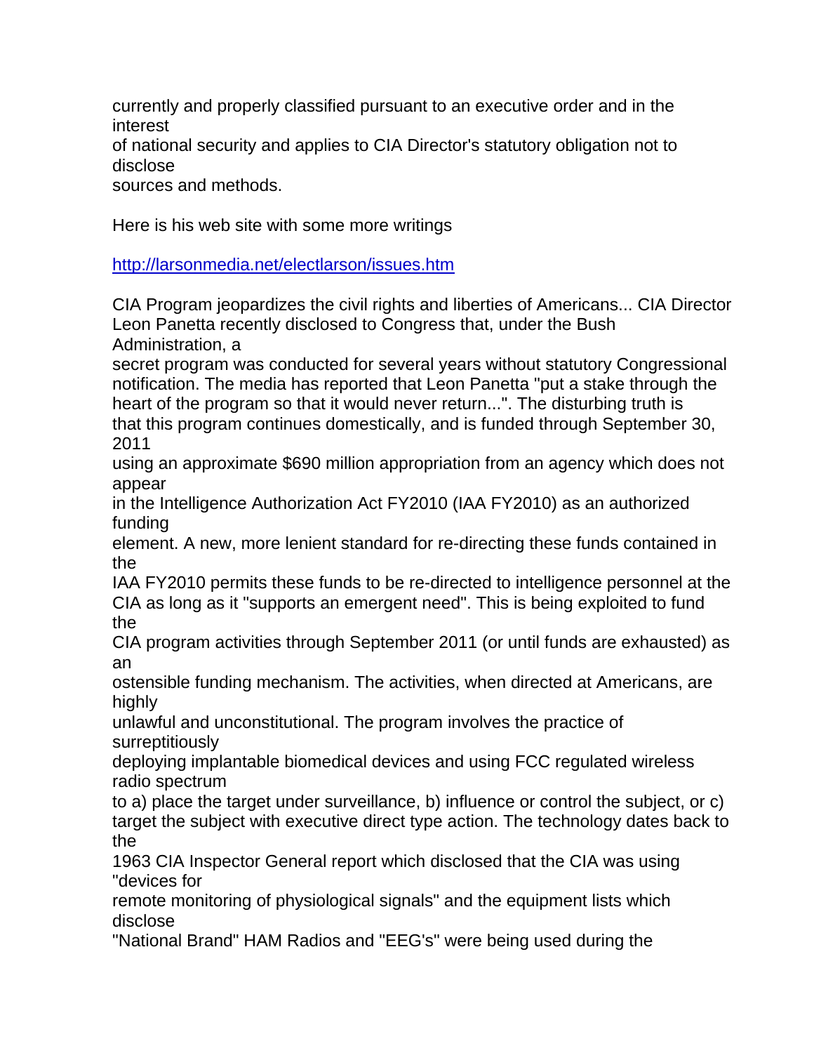currently and properly classified pursuant to an executive order and in the interest of national security and applies to CIA Director's statutory obligation not to disclose sources and methods.

Here is his web site with some more writings

[http://larsonmedia.net/electlarson/issues.htm](http://larsonmedia.net/electlarson/issues.htm)

CIA Program jeopardizes the civil rights and liberties of Americans... CIA Director Leon Panetta recently disclosed to Congress that, under the Bush Administration, a secret program was conducted for several years without statutory Congressional notification. The media has reported that Leon Panetta "put a stake through the heart of the program so that it would never return...". The disturbing truth is that this program continues domestically, and is funded through September 30, 2011 using an approximate $690 million appropriation from an agency which does not appear in the Intelligence Authorization Act FY2010 (IAA FY2010) as an authorized funding element. A new, more lenient standard for re-directing these funds contained in the IAA FY2010 permits these funds to be re-directed to intelligence personnel at the CIA as long as it "supports an emergent need". This is being exploited to fund the CIA program activities through September 2011 (or until funds are exhausted) as an ostensible funding mechanism. The activities, when directed at Americans, are highly unlawful and unconstitutional. The program involves the practice of surreptitiously deploying implantable biomedical devices and using FCC regulated wireless radio spectrum to a) place the target under surveillance, b) influence or control the subject, or c) target the subject with executive direct type action. The technology dates back to the 1963 CIA Inspector General report which disclosed that the CIA was using "devices for remote monitoring of physiological signals" and the equipment lists which disclose "National Brand" HAM Radios and "EEG's" were being used during the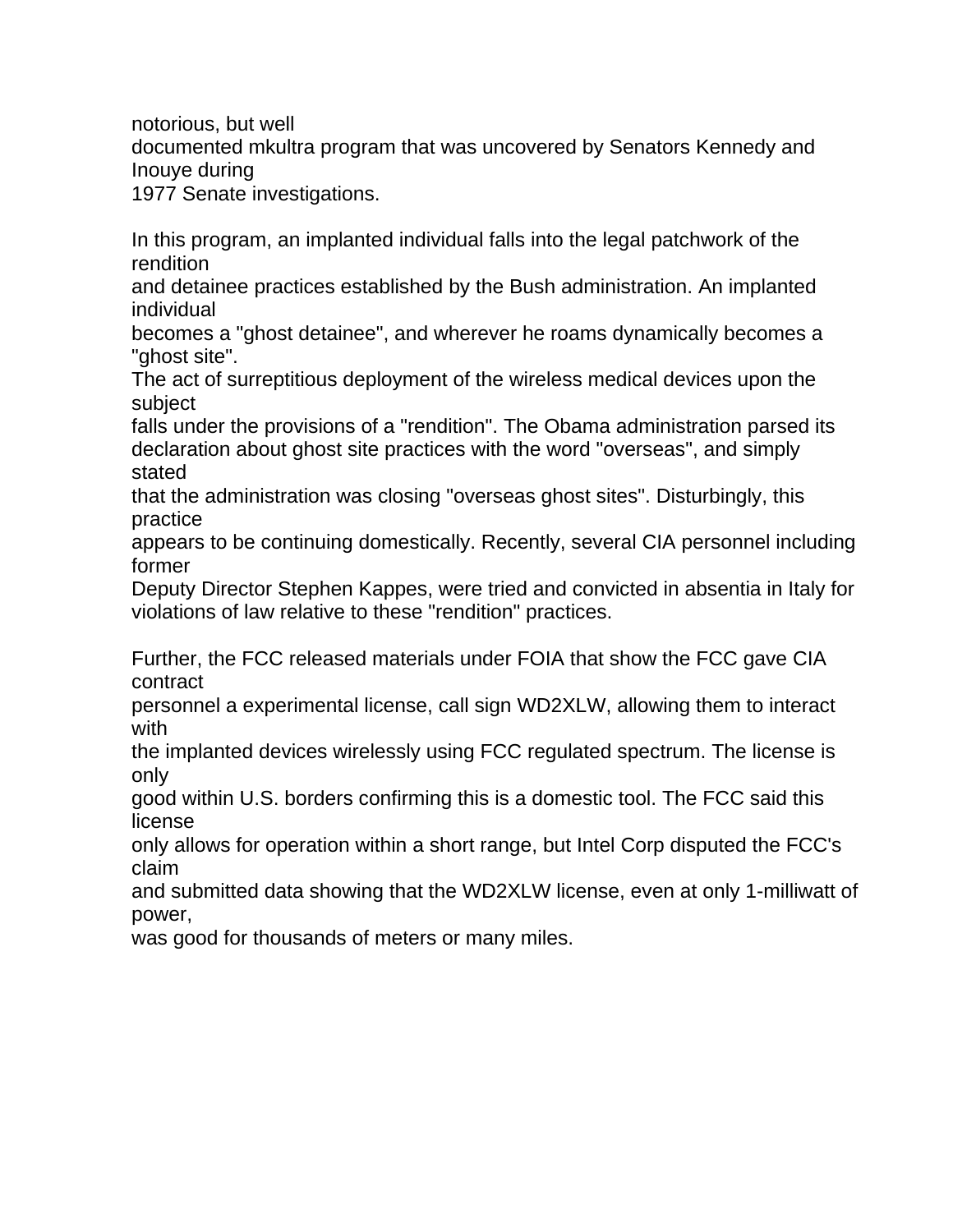notorious, but well documented mkultra program that was uncovered by Senators Kennedy and Inouye during 1977 Senate investigations.

In this program, an implanted individual falls into the legal patchwork of the rendition and detainee practices established by the Bush administration. An implanted individual becomes a "ghost detainee", and wherever he roams dynamically becomes a "ghost site". The act of surreptitious deployment of the wireless medical devices upon the subject falls under the provisions of a "rendition". The Obama administration parsed its declaration about ghost site practices with the word "overseas", and simply stated that the administration was closing "overseas ghost sites". Disturbingly, this practice appears to be continuing domestically. Recently, several CIA personnel including former Deputy Director Stephen Kappes, were tried and convicted in absentia in Italy for violations of law relative to these "rendition" practices.

Further, the FCC released materials under FOIA that show the FCC gave CIA contract personnel a experimental license, call sign WD2XLW, allowing them to interact with the implanted devices wirelessly using FCC regulated spectrum. The license is only good within U.S. borders confirming this is a domestic tool. The FCC said this license only allows for operation within a short range, but Intel Corp disputed the FCC's claim and submitted data showing that the WD2XLW license, even at only 1-milliwatt of power, was good for thousands of meters or many miles.